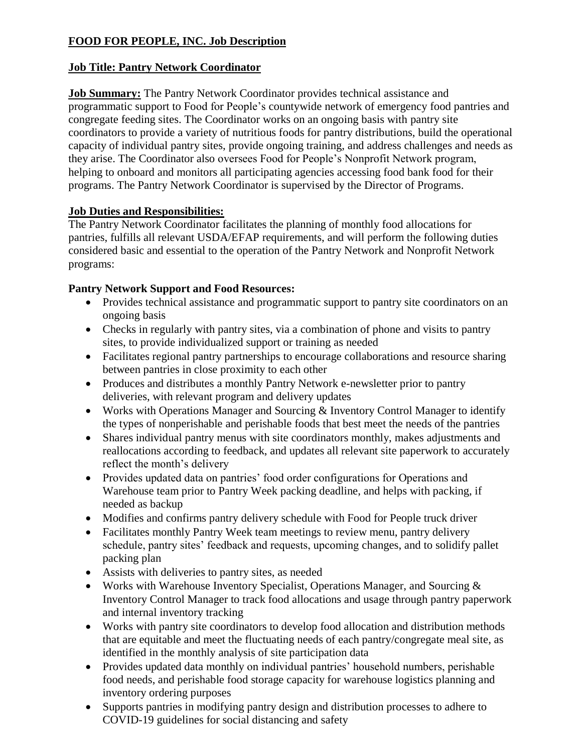**FOOD FOR PEOPLE, INC. Job Description**

**Job Title: Pantry Network Coordinator**

**Job Summary:** The Pantry Network Coordinator provides technical assistance and programmatic support to Food for People's countywide network of emergency food pantries and congregate feeding sites. The Coordinator works on an ongoing basis with pantry site coordinators to provide a variety of nutritious foods for pantry distributions, build the operational capacity of individual pantry sites, provide ongoing training, and address challenges and needs as they arise. The Coordinator also oversees Food for People's Nonprofit Network program, helping to onboard and monitors all participating agencies accessing food bank food for their programs. The Pantry Network Coordinator is supervised by the Director of Programs.

**Job Duties and Responsibilities:**

The Pantry Network Coordinator facilitates the planning of monthly food allocations for pantries, fulfills all relevant USDA/EFAP requirements, and will perform the following duties considered basic and essential to the operation of the Pantry Network and Nonprofit Network programs:

**Pantry Network Support and Food Resources:**

- Provides technical assistance and programmatic support to pantry site coordinators on an ongoing basis
- Checks in regularly with pantry sites, via a combination of phone and visits to pantry sites, to provide individualized support or training as needed
- Facilitates regional pantry partnerships to encourage collaborations and resource sharing between pantries in close proximity to each other
- Produces and distributes a monthly Pantry Network e-newsletter prior to pantry deliveries, with relevant program and delivery updates
- Works with Operations Manager and Sourcing & Inventory Control Manager to identify the types of nonperishable and perishable foods that best meet the needs of the pantries
- Shares individual pantry menus with site coordinators monthly, makes adjustments and reallocations according to feedback, and updates all relevant site paperwork to accurately reflect the month's delivery
- Provides updated data on pantries' food order configurations for Operations and Warehouse team prior to Pantry Week packing deadline, and helps with packing, if needed as backup
- Modifies and confirms pantry delivery schedule with Food for People truck driver
- Facilitates monthly Pantry Week team meetings to review menu, pantry delivery schedule, pantry sites' feedback and requests, upcoming changes, and to solidify pallet packing plan
- Assists with deliveries to pantry sites, as needed
- Works with Warehouse Inventory Specialist, Operations Manager, and Sourcing & Inventory Control Manager to track food allocations and usage through pantry paperwork and internal inventory tracking
- Works with pantry site coordinators to develop food allocation and distribution methods that are equitable and meet the fluctuating needs of each pantry/congregate meal site, as identified in the monthly analysis of site participation data
- Provides updated data monthly on individual pantries' household numbers, perishable food needs, and perishable food storage capacity for warehouse logistics planning and inventory ordering purposes
- Supports pantries in modifying pantry design and distribution processes to adhere to COVID-19 guidelines for social distancing and safety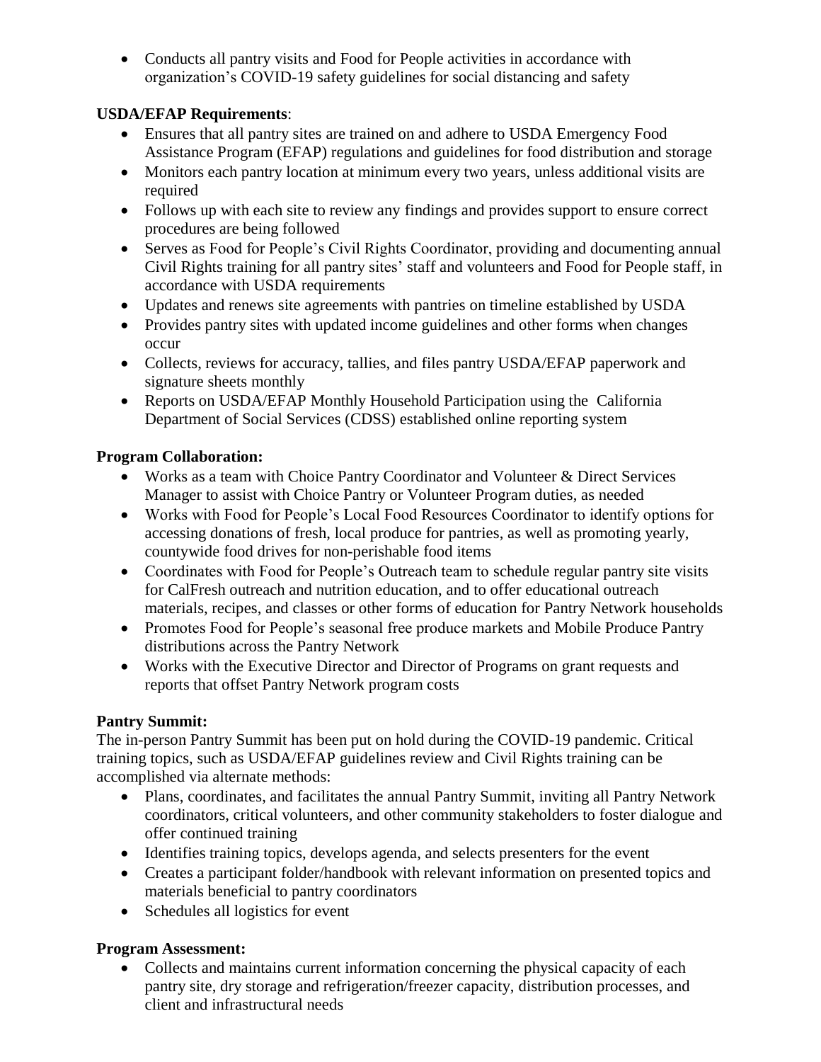- Conducts all pantry visits and Food for People activities in accordance with organization's COVID-19 safety guidelines for social distancing and safety

**USDA/EFAP Requirements**:

- Ensures that all pantry sites are trained on and adhere to USDA Emergency Food Assistance Program (EFAP) regulations and guidelines for food distribution and storage
- Monitors each pantry location at minimum every two years, unless additional visits are required
- Follows up with each site to review any findings and provides support to ensure correct procedures are being followed
- Serves as Food for People's Civil Rights Coordinator, providing and documenting annual Civil Rights training for all pantry sites' staff and volunteers and Food for People staff, in accordance with USDA requirements
- Updates and renews site agreements with pantries on timeline established by USDA
- Provides pantry sites with updated income guidelines and other forms when changes occur
- Collects, reviews for accuracy, tallies, and files pantry USDA/EFAP paperwork and signature sheets monthly
- Reports on USDA/EFAP Monthly Household Participation using the California Department of Social Services (CDSS) established online reporting system

**Program Collaboration:**

- Works as a team with Choice Pantry Coordinator and Volunteer & Direct Services Manager to assist with Choice Pantry or Volunteer Program duties, as needed
- Works with Food for People's Local Food Resources Coordinator to identify options for accessing donations of fresh, local produce for pantries, as well as promoting yearly, countywide food drives for non-perishable food items
- Coordinates with Food for People's Outreach team to schedule regular pantry site visits for CalFresh outreach and nutrition education, and to offer educational outreach materials, recipes, and classes or other forms of education for Pantry Network households
- Promotes Food for People's seasonal free produce markets and Mobile Produce Pantry distributions across the Pantry Network
- Works with the Executive Director and Director of Programs on grant requests and reports that offset Pantry Network program costs

**Pantry Summit:**

The in-person Pantry Summit has been put on hold during the COVID-19 pandemic. Critical training topics, such as USDA/EFAP guidelines review and Civil Rights training can be accomplished via alternate methods:

- Plans, coordinates, and facilitates the annual Pantry Summit, inviting all Pantry Network coordinators, critical volunteers, and other community stakeholders to foster dialogue and offer continued training
- Identifies training topics, develops agenda, and selects presenters for the event
- Creates a participant folder/handbook with relevant information on presented topics and materials beneficial to pantry coordinators
- Schedules all logistics for event

**Program Assessment:**

- Collects and maintains current information concerning the physical capacity of each pantry site, dry storage and refrigeration/freezer capacity, distribution processes, and client and infrastructural needs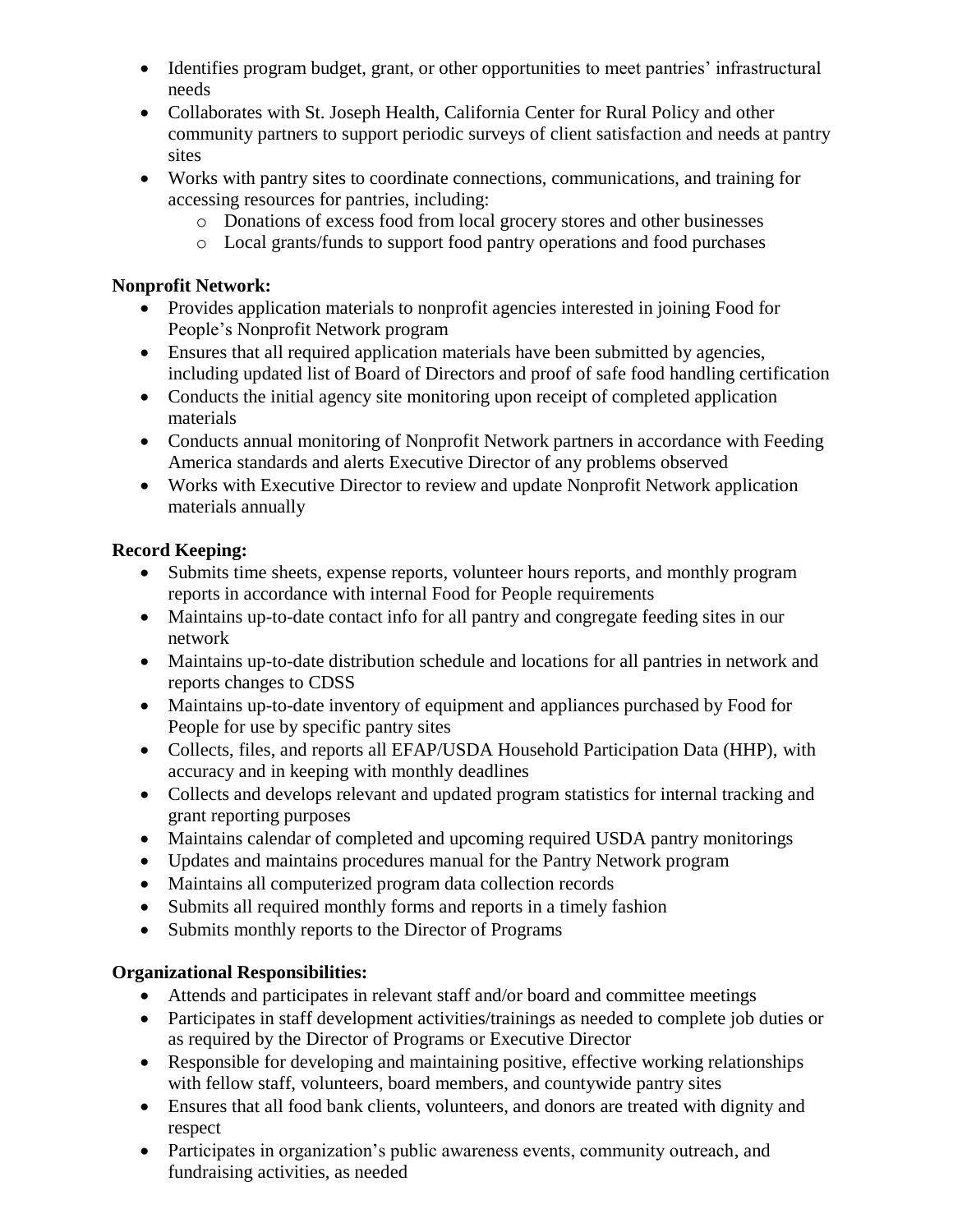- Identifies program budget, grant, or other opportunities to meet pantries' infrastructural needs
- Collaborates with St. Joseph Health, California Center for Rural Policy and other community partners to support periodic surveys of client satisfaction and needs at pantry sites
- Works with pantry sites to coordinate connections, communications, and training for accessing resources for pantries, including:
  - Donations of excess food from local grocery stores and other businesses
  - Local grants/funds to support food pantry operations and food purchases

**Nonprofit Network:**

- Provides application materials to nonprofit agencies interested in joining Food for People's Nonprofit Network program
- Ensures that all required application materials have been submitted by agencies, including updated list of Board of Directors and proof of safe food handling certification
- Conducts the initial agency site monitoring upon receipt of completed application materials
- Conducts annual monitoring of Nonprofit Network partners in accordance with Feeding America standards and alerts Executive Director of any problems observed
- Works with Executive Director to review and update Nonprofit Network application materials annually

**Record Keeping:**

- Submits time sheets, expense reports, volunteer hours reports, and monthly program reports in accordance with internal Food for People requirements
- Maintains up-to-date contact info for all pantry and congregate feeding sites in our network
- Maintains up-to-date distribution schedule and locations for all pantries in network and reports changes to CDSS
- Maintains up-to-date inventory of equipment and appliances purchased by Food for People for use by specific pantry sites
- Collects, files, and reports all EFAP/USDA Household Participation Data (HHP), with accuracy and in keeping with monthly deadlines
- Collects and develops relevant and updated program statistics for internal tracking and grant reporting purposes
- Maintains calendar of completed and upcoming required USDA pantry monitorings
- Updates and maintains procedures manual for the Pantry Network program
- Maintains all computerized program data collection records
- Submits all required monthly forms and reports in a timely fashion
- Submits monthly reports to the Director of Programs

**Organizational Responsibilities:**

- Attends and participates in relevant staff and/or board and committee meetings
- Participates in staff development activities/trainings as needed to complete job duties or as required by the Director of Programs or Executive Director
- Responsible for developing and maintaining positive, effective working relationships with fellow staff, volunteers, board members, and countywide pantry sites
- Ensures that all food bank clients, volunteers, and donors are treated with dignity and respect
- Participates in organization's public awareness events, community outreach, and fundraising activities, as needed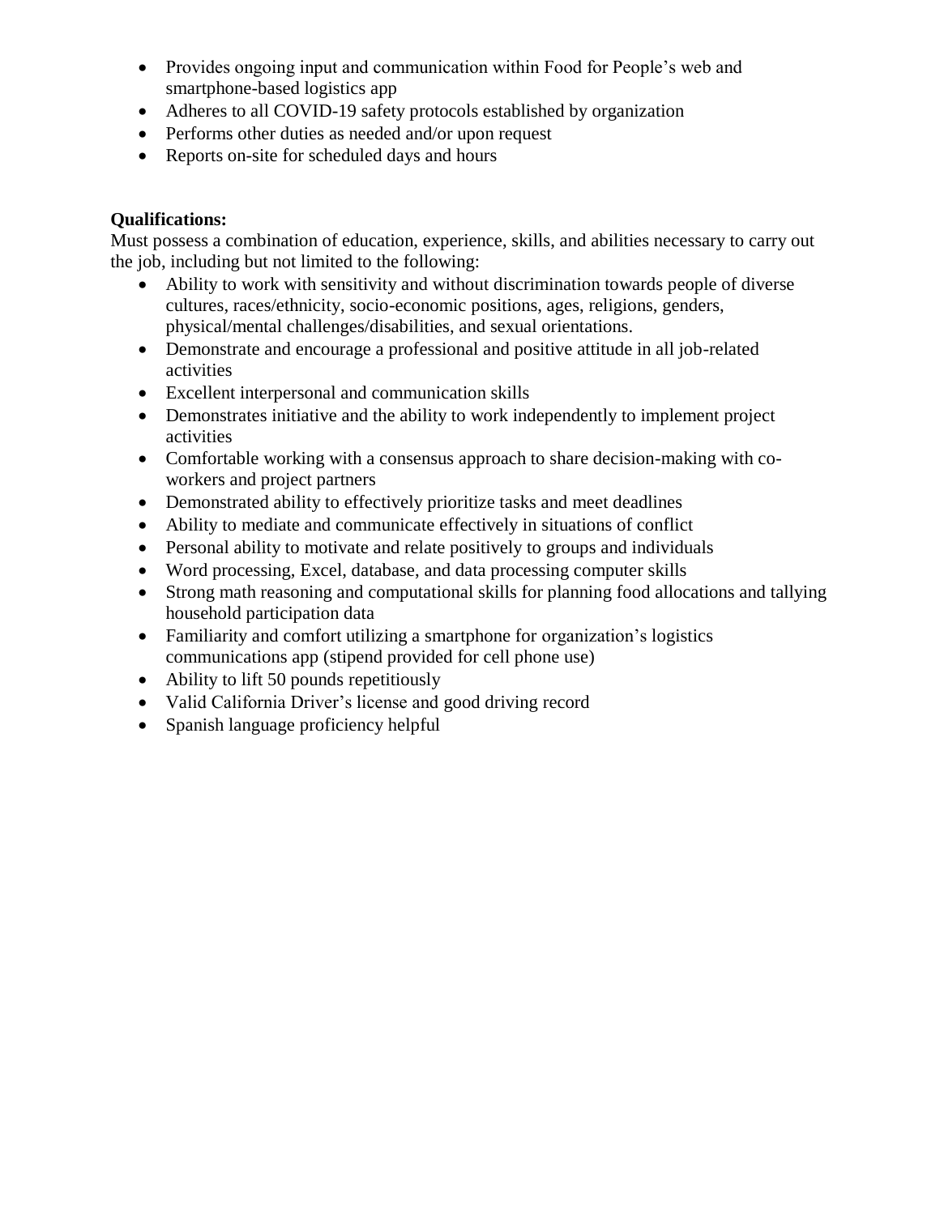- Provides ongoing input and communication within Food for People's web and smartphone-based logistics app
- Adheres to all COVID-19 safety protocols established by organization
- Performs other duties as needed and/or upon request
- Reports on-site for scheduled days and hours

**Qualifications:**

Must possess a combination of education, experience, skills, and abilities necessary to carry out the job, including but not limited to the following:

- Ability to work with sensitivity and without discrimination towards people of diverse cultures, races/ethnicity, socio-economic positions, ages, religions, genders, physical/mental challenges/disabilities, and sexual orientations.
- Demonstrate and encourage a professional and positive attitude in all job-related activities
- Excellent interpersonal and communication skills
- Demonstrates initiative and the ability to work independently to implement project activities
- Comfortable working with a consensus approach to share decision-making with co-workers and project partners
- Demonstrated ability to effectively prioritize tasks and meet deadlines
- Ability to mediate and communicate effectively in situations of conflict
- Personal ability to motivate and relate positively to groups and individuals
- Word processing, Excel, database, and data processing computer skills
- Strong math reasoning and computational skills for planning food allocations and tallying household participation data
- Familiarity and comfort utilizing a smartphone for organization's logistics communications app (stipend provided for cell phone use)
- Ability to lift 50 pounds repetitiously
- Valid California Driver's license and good driving record
- Spanish language proficiency helpful